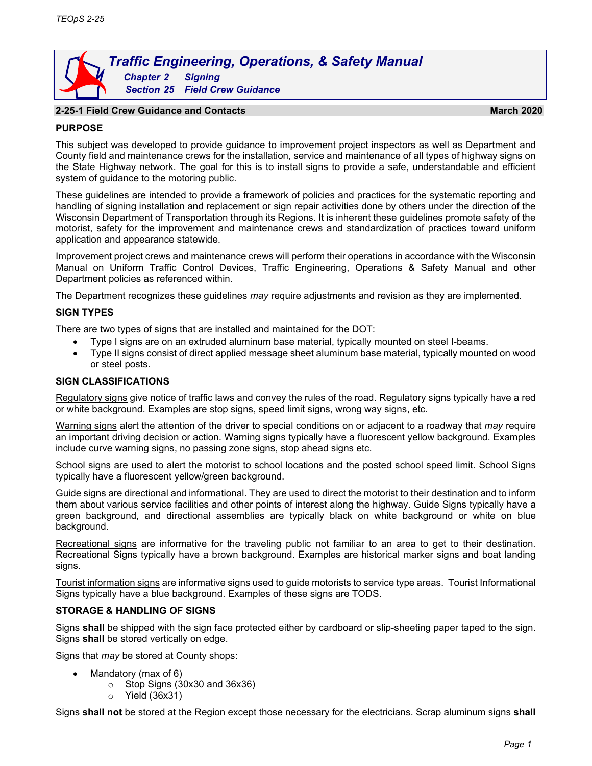# Traffic Engineering, Operations, & Safety Manual

**Chapter 2 Signing**

**Section 25 Field Crew Guidance**

## 2-25-1 Field Crew Guidance and Contacts

**March 2020**

### PURPOSE

This subject was developed to provide guidance to improvement project inspectors as well as Department and County field and maintenance crews for the installation, service and maintenance of all types of highway signs on the State Highway network. The goal for this is to install signs to provide a safe, understandable and efficient system of guidance to the motoring public.

These guidelines are intended to provide a framework of policies and practices for the systematic reporting and handling of signing installation and replacement or sign repair activities done by others under the direction of the Wisconsin Department of Transportation through its Regions. It is inherent these guidelines promote safety of the motorist, safety for the improvement and maintenance crews and standardization of practices toward uniform application and appearance statewide.

Improvement project crews and maintenance crews will perform their operations in accordance with the Wisconsin Manual on Uniform Traffic Control Devices, Traffic Engineering, Operations & Safety Manual and other Department policies as referenced within.

The Department recognizes these guidelines *may* require adjustments and revision as they are implemented.

### SIGN TYPES

There are two types of signs that are installed and maintained for the DOT:

- Type I signs are on an extruded aluminum base material, typically mounted on steel I-beams.
- Type II signs consist of direct applied message sheet aluminum base material, typically mounted on wood or steel posts.

### SIGN CLASSIFICATIONS

Regulatory signs give notice of traffic laws and convey the rules of the road. Regulatory signs typically have a red or white background. Examples are stop signs, speed limit signs, wrong way signs, etc.

Warning signs alert the attention of the driver to special conditions on or adjacent to a roadway that *may* require an important driving decision or action. Warning signs typically have a fluorescent yellow background. Examples include curve warning signs, no passing zone signs, stop ahead signs etc.

School signs are used to alert the motorist to school locations and the posted school speed limit. School Signs typically have a fluorescent yellow/green background.

Guide signs are directional and informational. They are used to direct the motorist to their destination and to inform them about various service facilities and other points of interest along the highway. Guide Signs typically have a green background, and directional assemblies are typically black on white background or white on blue background.

Recreational signs are informative for the traveling public not familiar to an area to get to their destination. Recreational Signs typically have a brown background. Examples are historical marker signs and boat landing signs.

Tourist information signs are informative signs used to guide motorists to service type areas. Tourist Informational Signs typically have a blue background. Examples of these signs are TODS.

### STORAGE & HANDLING OF SIGNS

Signs **shall** be shipped with the sign face protected either by cardboard or slip-sheeting paper taped to the sign. Signs **shall** be stored vertically on edge.

Signs that *may* be stored at County shops:

- Mandatory (max of 6)
  - Stop Signs (30x30 and 36x36)
  - Yield (36x31)

Signs **shall not** be stored at the Region except those necessary for the electricians. Scrap aluminum signs **shall**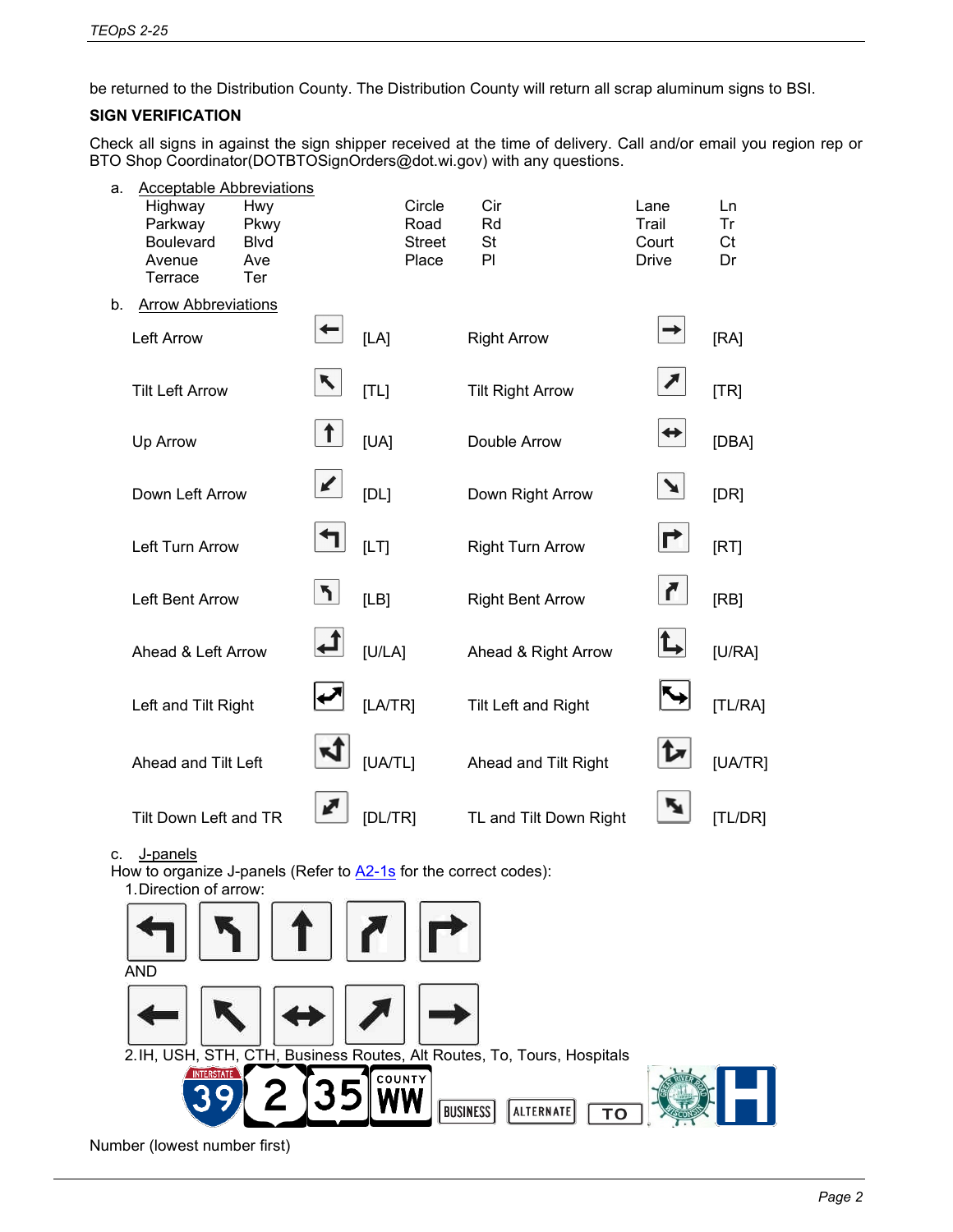be returned to the Distribution County. The Distribution County will return all scrap aluminum signs to BSI.

**SIGN VERIFICATION**

Check all signs in against the sign shipper received at the time of delivery. Call and/or email you region rep or BTO Shop Coordinator(DOTBTOSignOrders@dot.wi.gov) with any questions.

a. Acceptable Abbreviations

| | | | | | |
|---|---|---|---|---|---|
| Highway | Hwy | Circle | Cir | Lane | Ln |
| Parkway | Pkwy | Road | Rd | Trail | Tr |
| Boulevard | Blvd | Street | St | Court | Ct |
| Avenue | Ave | Place | Pl | Drive | Dr |
| Terrace | Ter | | | | |

b. Arrow Abbreviations

| | | | |
|---|---|---|---|
| Left Arrow | [LA] | Right Arrow | [RA] |
| Tilt Left Arrow | [TL] | Tilt Right Arrow | [TR] |
| Up Arrow | [UA] | Double Arrow | [DBA] |
| Down Left Arrow | [DL] | Down Right Arrow | [DR] |
| Left Turn Arrow | [LT] | Right Turn Arrow | [RT] |
| Left Bent Arrow | [LB] | Right Bent Arrow | [RB] |
| Ahead & Left Arrow | [U/LA] | Ahead & Right Arrow | [U/RA] |
| Left and Tilt Right | [LA/TR] | Tilt Left and Right | [TL/RA] |
| Ahead and Tilt Left | [UA/TL] | Ahead and Tilt Right | [UA/TR] |
| Tilt Down Left and TR | [DL/TR] | TL and Tilt Down Right | [TL/DR] |

c. J-panels

How to organize J-panels (Refer to A2-1s for the correct codes):

1. Direction of arrow:

AND

2. IH, USH, STH, CTH, Business Routes, Alt Routes, To, Tours, Hospitals

Number (lowest number first)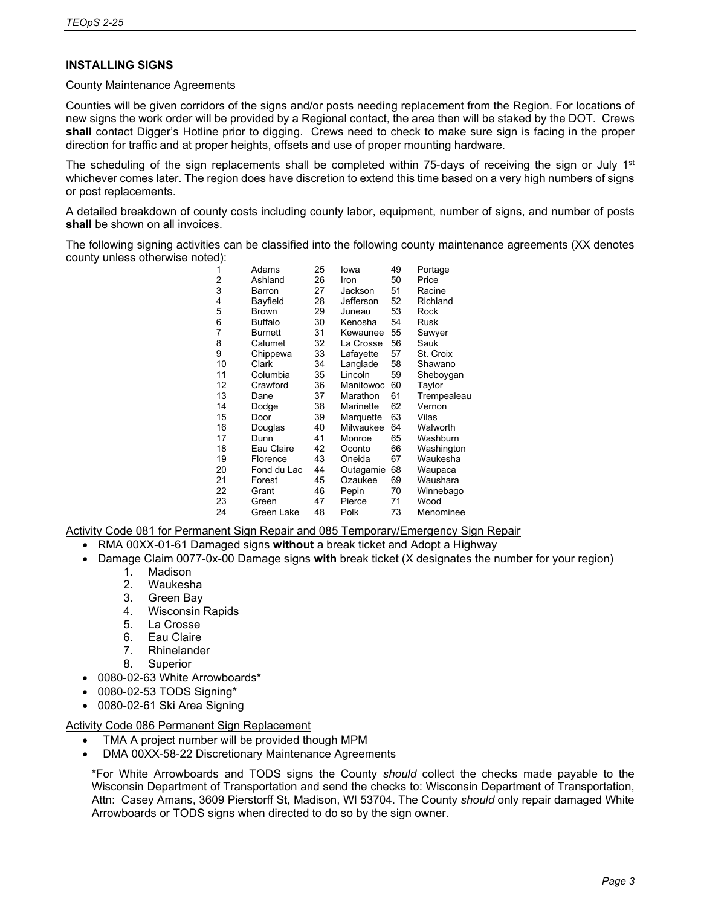## INSTALLING SIGNS

### County Maintenance Agreements

Counties will be given corridors of the signs and/or posts needing replacement from the Region. For locations of new signs the work order will be provided by a Regional contact, the area then will be staked by the DOT. Crews **shall** contact Digger's Hotline prior to digging. Crews need to check to make sure sign is facing in the proper direction for traffic and at proper heights, offsets and use of proper mounting hardware.

The scheduling of the sign replacements shall be completed within 75-days of receiving the sign or July 1st whichever comes later. The region does have discretion to extend this time based on a very high numbers of signs or post replacements.

A detailed breakdown of county costs including county labor, equipment, number of signs, and number of posts **shall** be shown on all invoices.

The following signing activities can be classified into the following county maintenance agreements (XX denotes county unless otherwise noted):

| | | | | | |
|---|---|---|---|---|---|
| 1 | Adams | 25 | Iowa | 49 | Portage |
| 2 | Ashland | 26 | Iron | 50 | Price |
| 3 | Barron | 27 | Jackson | 51 | Racine |
| 4 | Bayfield | 28 | Jefferson | 52 | Richland |
| 5 | Brown | 29 | Juneau | 53 | Rock |
| 6 | Buffalo | 30 | Kenosha | 54 | Rusk |
| 7 | Burnett | 31 | Kewaunee | 55 | Sawyer |
| 8 | Calumet | 32 | La Crosse | 56 | Sauk |
| 9 | Chippewa | 33 | Lafayette | 57 | St. Croix |
| 10 | Clark | 34 | Langlade | 58 | Shawano |
| 11 | Columbia | 35 | Lincoln | 59 | Sheboygan |
| 12 | Crawford | 36 | Manitowoc | 60 | Taylor |
| 13 | Dane | 37 | Marathon | 61 | Trempealeau |
| 14 | Dodge | 38 | Marinette | 62 | Vernon |
| 15 | Door | 39 | Marquette | 63 | Vilas |
| 16 | Douglas | 40 | Milwaukee | 64 | Walworth |
| 17 | Dunn | 41 | Monroe | 65 | Washburn |
| 18 | Eau Claire | 42 | Oconto | 66 | Washington |
| 19 | Florence | 43 | Oneida | 67 | Waukesha |
| 20 | Fond du Lac | 44 | Outagamie | 68 | Waupaca |
| 21 | Forest | 45 | Ozaukee | 69 | Waushara |
| 22 | Grant | 46 | Pepin | 70 | Winnebago |
| 23 | Green | 47 | Pierce | 71 | Wood |
| 24 | Green Lake | 48 | Polk | 73 | Menominee |

### Activity Code 081 for Permanent Sign Repair and 085 Temporary/Emergency Sign Repair

- RMA 00XX-01-61 Damaged signs **without** a break ticket and Adopt a Highway
- Damage Claim 0077-0x-00 Damage signs **with** break ticket (X designates the number for your region)
  1. Madison
  2. Waukesha
  3. Green Bay
  4. Wisconsin Rapids
  5. La Crosse
  6. Eau Claire
  7. Rhinelander
  8. Superior
- 0080-02-63 White Arrowboards*
- 0080-02-53 TODS Signing*
- 0080-02-61 Ski Area Signing

### Activity Code 086 Permanent Sign Replacement

- TMA A project number will be provided though MPM
- DMA 00XX-58-22 Discretionary Maintenance Agreements

*For White Arrowboards and TODS signs the County *should* collect the checks made payable to the Wisconsin Department of Transportation and send the checks to: Wisconsin Department of Transportation, Attn: Casey Amans, 3609 Pierstorff St, Madison, WI 53704. The County *should* only repair damaged White Arrowboards or TODS signs when directed to do so by the sign owner.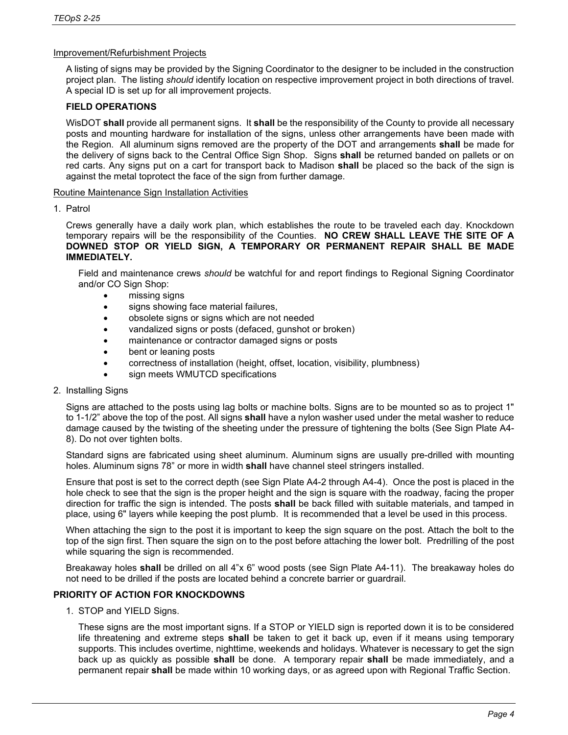Improvement/Refurbishment Projects

A listing of signs may be provided by the Signing Coordinator to the designer to be included in the construction project plan. The listing *should* identify location on respective improvement project in both directions of travel. A special ID is set up for all improvement projects.

**FIELD OPERATIONS**

WisDOT **shall** provide all permanent signs. It **shall** be the responsibility of the County to provide all necessary posts and mounting hardware for installation of the signs, unless other arrangements have been made with the Region. All aluminum signs removed are the property of the DOT and arrangements **shall** be made for the delivery of signs back to the Central Office Sign Shop. Signs **shall** be returned banded on pallets or on red carts. Any signs put on a cart for transport back to Madison **shall** be placed so the back of the sign is against the metal toprotect the face of the sign from further damage.

Routine Maintenance Sign Installation Activities

1. Patrol

   Crews generally have a daily work plan, which establishes the route to be traveled each day. Knockdown temporary repairs will be the responsibility of the Counties. **NO CREW SHALL LEAVE THE SITE OF A DOWNED STOP OR YIELD SIGN, A TEMPORARY OR PERMANENT REPAIR SHALL BE MADE IMMEDIATELY.**

   Field and maintenance crews *should* be watchful for and report findings to Regional Signing Coordinator and/or CO Sign Shop:

   - missing signs
   - signs showing face material failures,
   - obsolete signs or signs which are not needed
   - vandalized signs or posts (defaced, gunshot or broken)
   - maintenance or contractor damaged signs or posts
   - bent or leaning posts
   - correctness of installation (height, offset, location, visibility, plumbness)
   - sign meets WMUTCD specifications

2. Installing Signs

   Signs are attached to the posts using lag bolts or machine bolts. Signs are to be mounted so as to project 1" to 1-1/2" above the top of the post. All signs **shall** have a nylon washer used under the metal washer to reduce damage caused by the twisting of the sheeting under the pressure of tightening the bolts (See Sign Plate A4-8). Do not over tighten bolts.

   Standard signs are fabricated using sheet aluminum. Aluminum signs are usually pre-drilled with mounting holes. Aluminum signs 78" or more in width **shall** have channel steel stringers installed.

   Ensure that post is set to the correct depth (see Sign Plate A4-2 through A4-4). Once the post is placed in the hole check to see that the sign is the proper height and the sign is square with the roadway, facing the proper direction for traffic the sign is intended. The posts **shall** be back filled with suitable materials, and tamped in place, using 6" layers while keeping the post plumb. It is recommended that a level be used in this process.

   When attaching the sign to the post it is important to keep the sign square on the post. Attach the bolt to the top of the sign first. Then square the sign on to the post before attaching the lower bolt. Predrilling of the post while squaring the sign is recommended.

   Breakaway holes **shall** be drilled on all 4"x 6" wood posts (see Sign Plate A4-11). The breakaway holes do not need to be drilled if the posts are located behind a concrete barrier or guardrail.

**PRIORITY OF ACTION FOR KNOCKDOWNS**

1. STOP and YIELD Signs.

   These signs are the most important signs. If a STOP or YIELD sign is reported down it is to be considered life threatening and extreme steps **shall** be taken to get it back up, even if it means using temporary supports. This includes overtime, nighttime, weekends and holidays. Whatever is necessary to get the sign back up as quickly as possible **shall** be done. A temporary repair **shall** be made immediately, and a permanent repair **shall** be made within 10 working days, or as agreed upon with Regional Traffic Section.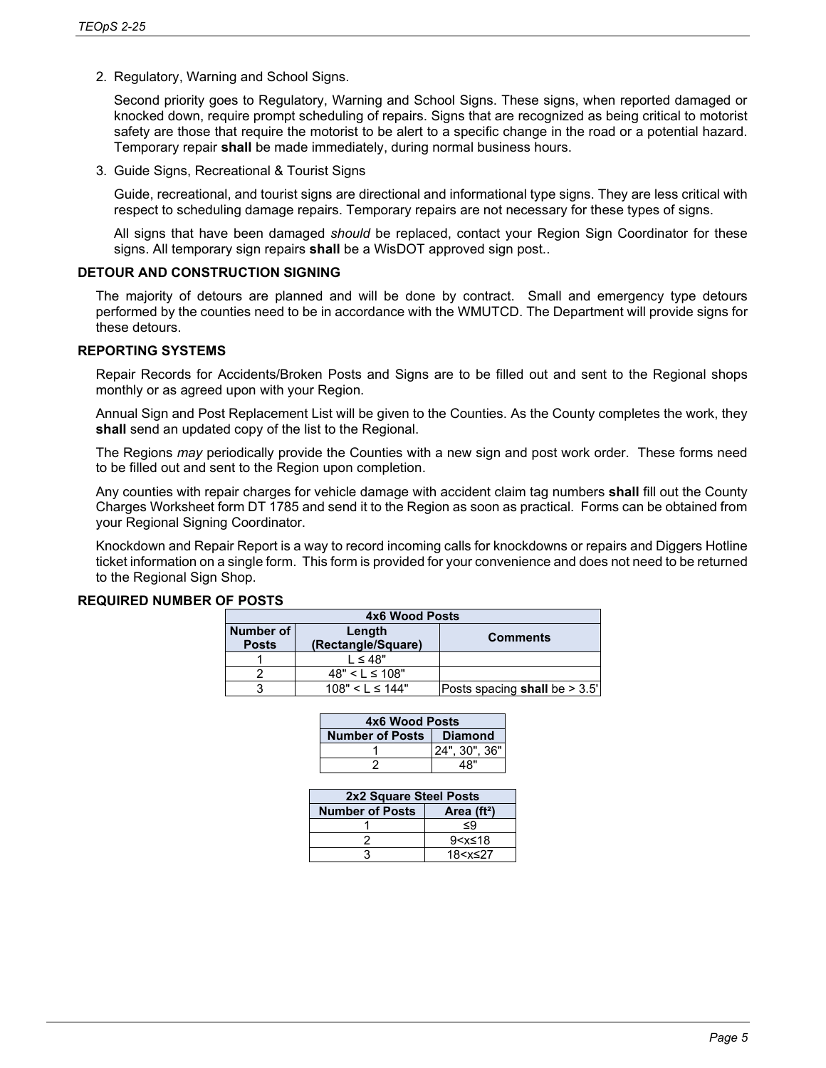2. Regulatory, Warning and School Signs.

   Second priority goes to Regulatory, Warning and School Signs. These signs, when reported damaged or knocked down, require prompt scheduling of repairs. Signs that are recognized as being critical to motorist safety are those that require the motorist to be alert to a specific change in the road or a potential hazard. Temporary repair **shall** be made immediately, during normal business hours.

3. Guide Signs, Recreational & Tourist Signs

   Guide, recreational, and tourist signs are directional and informational type signs. They are less critical with respect to scheduling damage repairs. Temporary repairs are not necessary for these types of signs.

   All signs that have been damaged *should* be replaced, contact your Region Sign Coordinator for these signs. All temporary sign repairs **shall** be a WisDOT approved sign post..

### DETOUR AND CONSTRUCTION SIGNING

The majority of detours are planned and will be done by contract. Small and emergency type detours performed by the counties need to be in accordance with the WMUTCD. The Department will provide signs for these detours.

### REPORTING SYSTEMS

Repair Records for Accidents/Broken Posts and Signs are to be filled out and sent to the Regional shops monthly or as agreed upon with your Region.

Annual Sign and Post Replacement List will be given to the Counties. As the County completes the work, they **shall** send an updated copy of the list to the Regional.

The Regions *may* periodically provide the Counties with a new sign and post work order. These forms need to be filled out and sent to the Region upon completion.

Any counties with repair charges for vehicle damage with accident claim tag numbers **shall** fill out the County Charges Worksheet form DT 1785 and send it to the Region as soon as practical. Forms can be obtained from your Regional Signing Coordinator.

Knockdown and Repair Report is a way to record incoming calls for knockdowns or repairs and Diggers Hotline ticket information on a single form. This form is provided for your convenience and does not need to be returned to the Regional Sign Shop.

### REQUIRED NUMBER OF POSTS

| 4x6 Wood Posts | | |
|---|---|---|
| Number of Posts | Length (Rectangle/Square) | Comments |
| 1 | L ≤ 48" | |
| 2 | 48" < L ≤ 108" | |
| 3 | 108" < L ≤ 144" | Posts spacing **shall** be > 3.5' |

| 4x6 Wood Posts | |
|---|---|
| Number of Posts | Diamond |
| 1 | 24", 30", 36" |
| 2 | 48" |

| 2x2 Square Steel Posts | |
|---|---|
| Number of Posts | Area (ft²) |
| 1 | ≤9 |
| 2 | 9<x≤18 |
| 3 | 18<x≤27 |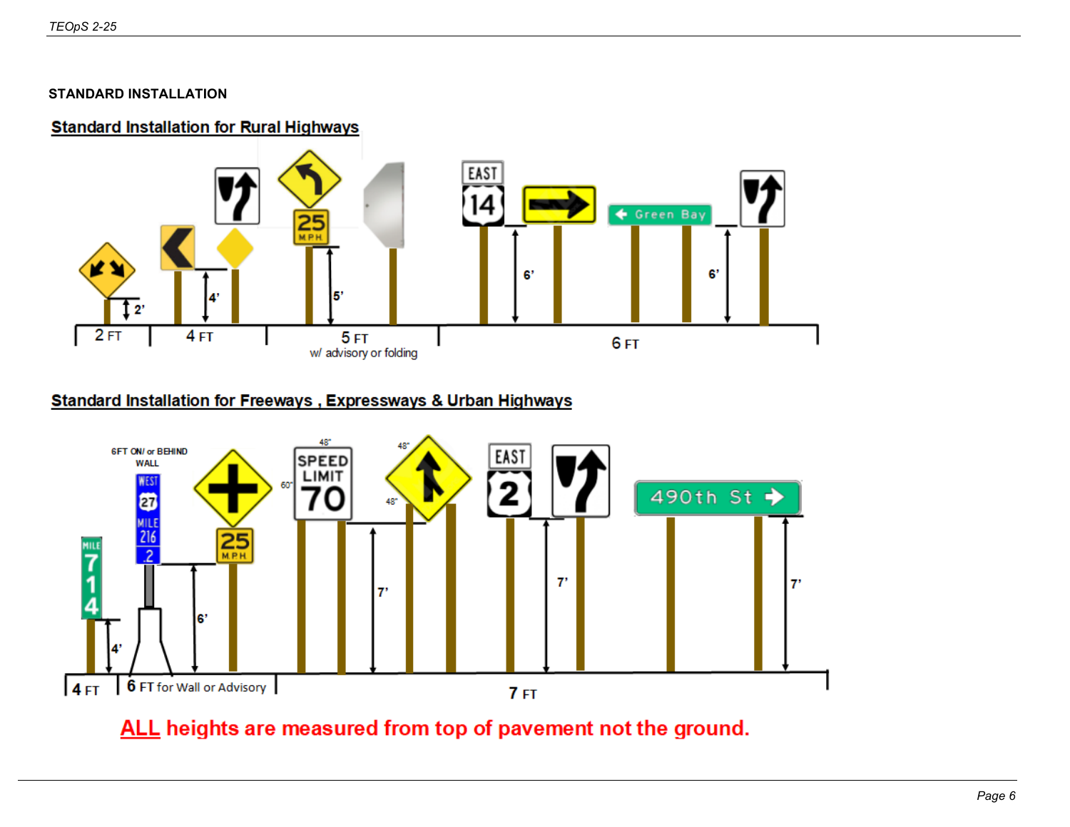## STANDARD INSTALLATION

### Standard Installation for Rural Highways

2' | 4' | 5' | 6' | 6'

2 FT | 4 FT | 5 FT w/ advisory or folding | 6 FT

### Standard Installation for Freeways , Expressways & Urban Highways

6FT ON/ or BEHIND WALL

4' | 6' | 7' | 7' | 7'

4 FT | 6 FT for Wall or Advisory | 7 FT

**ALL heights are measured from top of pavement not the ground.**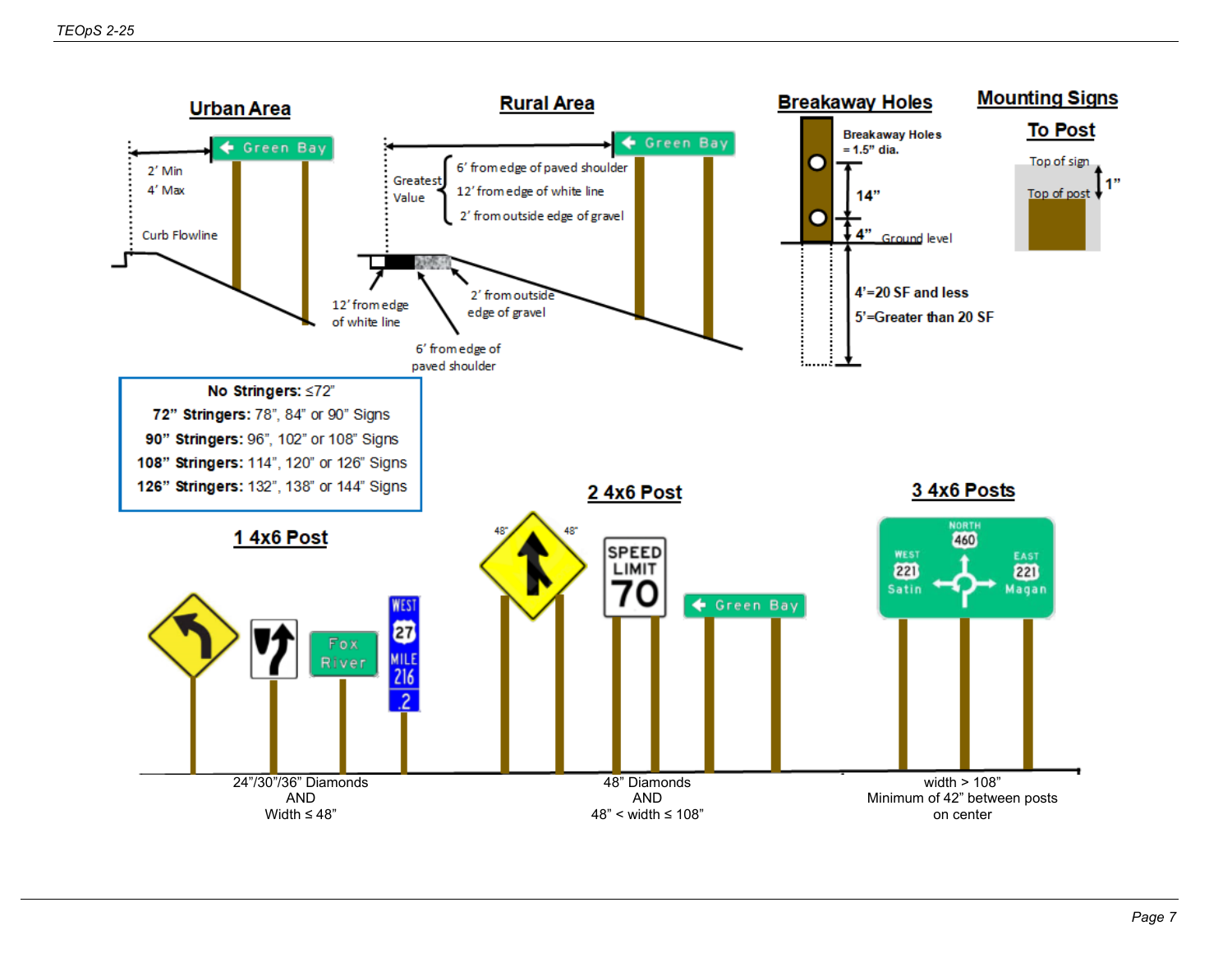## Urban Area

2' Min
4' Max

Curb Flowline

Green Bay

## Rural Area

Greatest Value
- 6' from edge of paved shoulder
- 12' from edge of white line
- 2' from outside edge of gravel

Green Bay

12' from edge of white line

2' from outside edge of gravel

6' from edge of paved shoulder

## Breakaway Holes

Breakaway Holes = 1.5" dia.

14"

4" Ground level

4'=20 SF and less

5'=Greater than 20 SF

## Mounting Signs To Post

Top of sign

Top of post

1"

**No Stringers:** ≤72"
**72" Stringers:** 78", 84" or 90" Signs
**90" Stringers:** 96", 102" or 108" Signs
**108" Stringers:** 114", 120" or 126" Signs
**126" Stringers:** 132", 138" or 144" Signs

## 1 4x6 Post

Fox River

WEST 27 MILE 216 .2

24"/30"/36" Diamonds
AND
Width ≤ 48"

## 2 4x6 Post

48" 48"

SPEED LIMIT 70

Green Bay

48" Diamonds
AND
48" < width ≤ 108"

## 3 4x6 Posts

NORTH 460 WEST 221 Satin EAST 221 Magan

width > 108"
Minimum of 42" between posts on center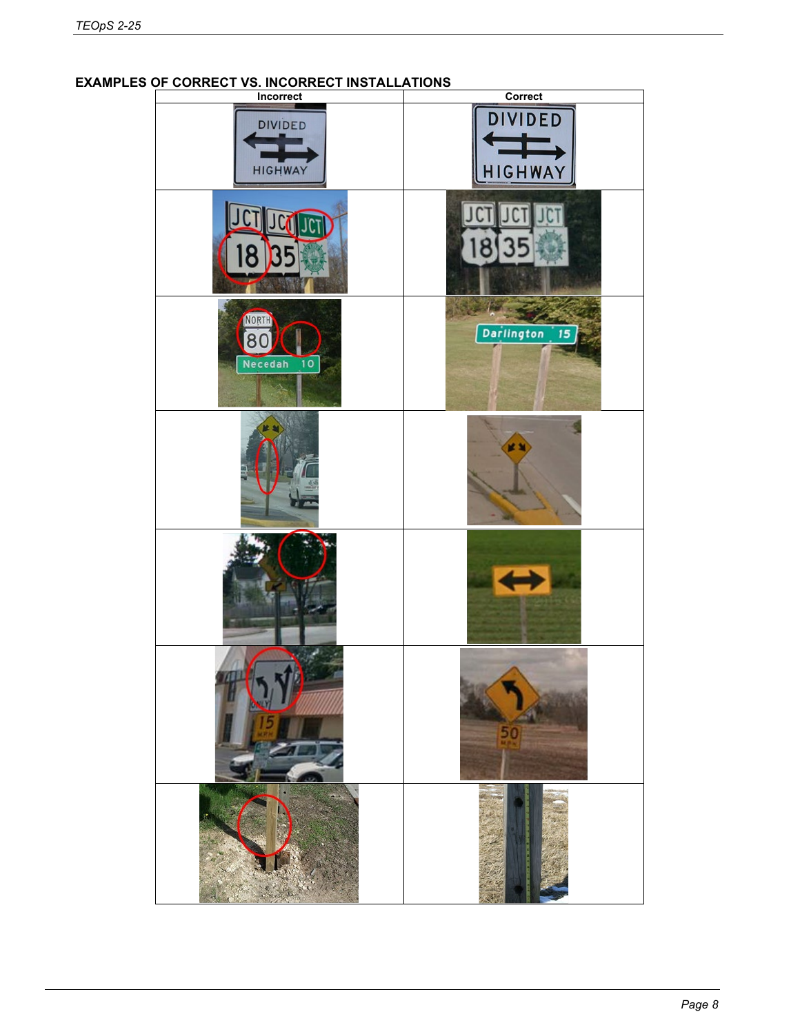## EXAMPLES OF CORRECT VS. INCORRECT INSTALLATIONS

| Incorrect | Correct |
|---|---|
| | |
| | |
| | |
| | |
| | |
| | |
| | |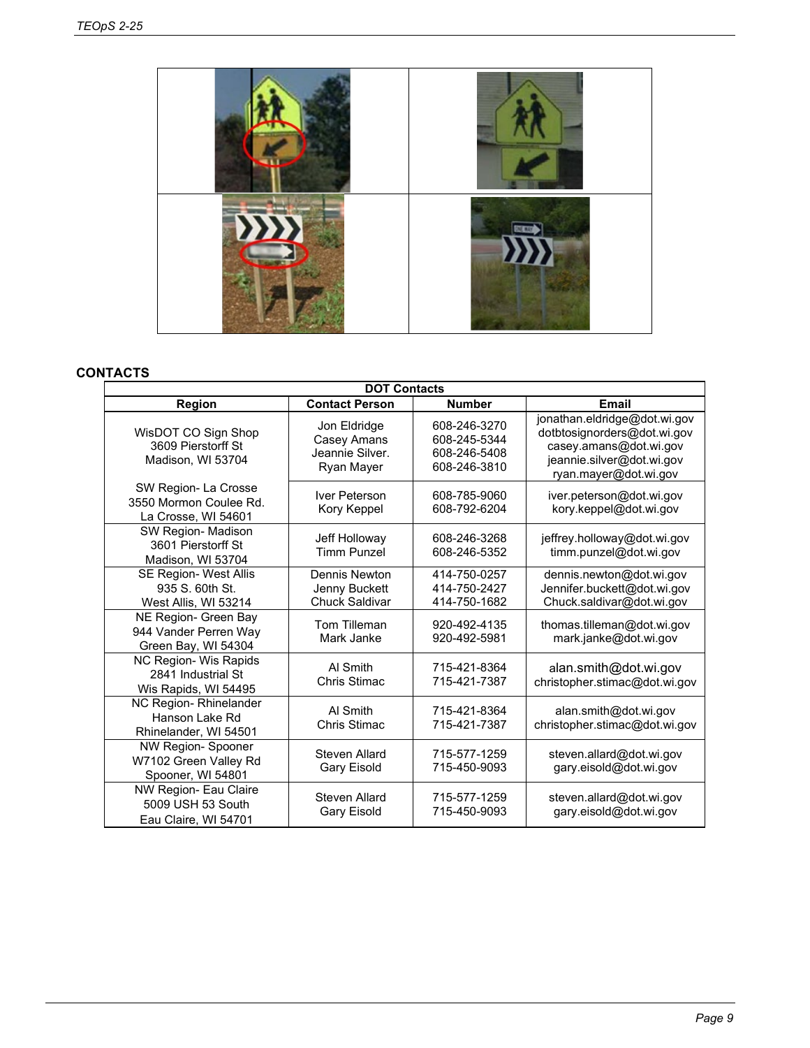## CONTACTS

| DOT Contacts | | | |
|---|---|---|---|
| **Region** | **Contact Person** | **Number** | **Email** |
| WisDOT CO Sign Shop 3609 Pierstorff St Madison, WI 53704 | Jon Eldridge Casey Amans Jeannie Silver. Ryan Mayer | 608-246-3270 608-245-5344 608-246-5408 608-246-3810 | jonathan.eldridge@dot.wi.gov dotbtosignorders@dot.wi.gov casey.amans@dot.wi.gov jeannie.silver@dot.wi.gov ryan.mayer@dot.wi.gov |
| SW Region- La Crosse 3550 Mormon Coulee Rd. La Crosse, WI 54601 | Iver Peterson Kory Keppel | 608-785-9060 608-792-6204 | iver.peterson@dot.wi.gov kory.keppel@dot.wi.gov |
| SW Region- Madison 3601 Pierstorff St Madison, WI 53704 | Jeff Holloway Timm Punzel | 608-246-3268 608-246-5352 | jeffrey.holloway@dot.wi.gov timm.punzel@dot.wi.gov |
| SE Region- West Allis 935 S. 60th St. West Allis, WI 53214 | Dennis Newton Jenny Buckett Chuck Saldivar | 414-750-0257 414-750-2427 414-750-1682 | dennis.newton@dot.wi.gov Jennifer.buckett@dot.wi.gov Chuck.saldivar@dot.wi.gov |
| NE Region- Green Bay 944 Vander Perren Way Green Bay, WI 54304 | Tom Tilleman Mark Janke | 920-492-4135 920-492-5981 | thomas.tilleman@dot.wi.gov mark.janke@dot.wi.gov |
| NC Region- Wis Rapids 2841 Industrial St Wis Rapids, WI 54495 | Al Smith Chris Stimac | 715-421-8364 715-421-7387 | alan.smith@dot.wi.gov christopher.stimac@dot.wi.gov |
| NC Region- Rhinelander Hanson Lake Rd Rhinelander, WI 54501 | Al Smith Chris Stimac | 715-421-8364 715-421-7387 | alan.smith@dot.wi.gov christopher.stimac@dot.wi.gov |
| NW Region- Spooner W7102 Green Valley Rd Spooner, WI 54801 | Steven Allard Gary Eisold | 715-577-1259 715-450-9093 | steven.allard@dot.wi.gov gary.eisold@dot.wi.gov |
| NW Region- Eau Claire 5009 USH 53 South Eau Claire, WI 54701 | Steven Allard Gary Eisold | 715-577-1259 715-450-9093 | steven.allard@dot.wi.gov gary.eisold@dot.wi.gov |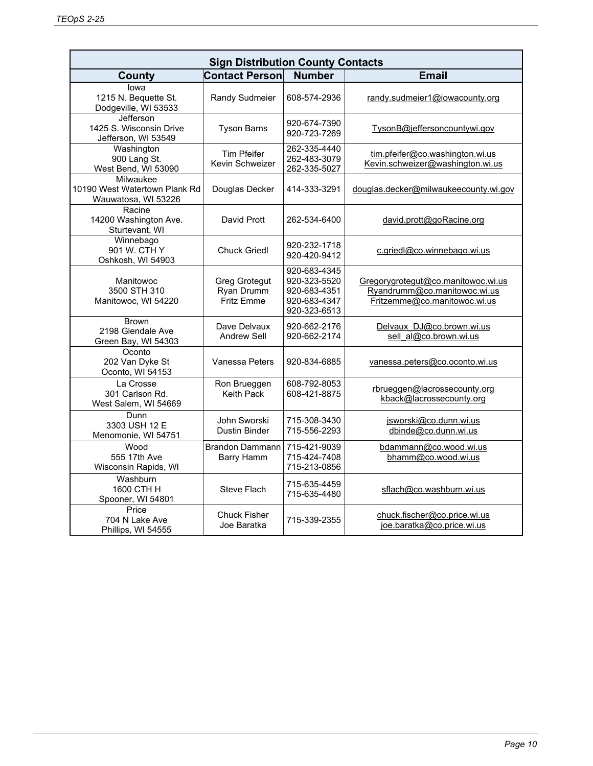| Sign Distribution County Contacts | | | |
|---|---|---|---|
| **County** | **Contact Person** | **Number** | **Email** |
| Iowa<br>1215 N. Bequette St.<br>Dodgeville, WI 53533 | Randy Sudmeier | 608-574-2936 | randy.sudmeier1@iowacounty.org |
| Jefferson<br>1425 S. Wisconsin Drive<br>Jefferson, WI 53549 | Tyson Barns | 920-674-7390<br>920-723-7269 | TysonB@jeffersoncountywi.gov |
| Washington<br>900 Lang St.<br>West Bend, WI 53090 | Tim Pfeifer<br>Kevin Schweizer | 262-335-4440<br>262-483-3079<br>262-335-5027 | tim.pfeifer@co.washington.wi.us<br>Kevin.schweizer@washington.wi.us |
| Milwaukee<br>10190 West Watertown Plank Rd<br>Wauwatosa, WI 53226 | Douglas Decker | 414-333-3291 | douglas.decker@milwaukeecounty.wi.gov |
| Racine<br>14200 Washington Ave.<br>Sturtevant, WI | David Prott | 262-534-6400 | david.prott@goRacine.org |
| Winnebago<br>901 W. CTH Y<br>Oshkosh, WI 54903 | Chuck Griedl | 920-232-1718<br>920-420-9412 | c.griedl@co.winnebago.wi.us |
| Manitowoc<br>3500 STH 310<br>Manitowoc, WI 54220 | Greg Grotegut<br>Ryan Drumm<br>Fritz Emme | 920-683-4345<br>920-323-5520<br>920-683-4351<br>920-683-4347<br>920-323-6513 | Gregorygrotegut@co.manitowoc.wi.us<br>Ryandrumm@co.manitowoc.wi.us<br>Fritzemme@co.manitowoc.wi.us |
| Brown<br>2198 Glendale Ave<br>Green Bay, WI 54303 | Dave Delvaux<br>Andrew Sell | 920-662-2176<br>920-662-2174 | Delvaux_DJ@co.brown.wi.us<br>sell_al@co.brown.wi.us |
| Oconto<br>202 Van Dyke St<br>Oconto, WI 54153 | Vanessa Peters | 920-834-6885 | vanessa.peters@co.oconto.wi.us |
| La Crosse<br>301 Carlson Rd.<br>West Salem, WI 54669 | Ron Brueggen<br>Keith Pack | 608-792-8053<br>608-421-8875 | rbrueggen@lacrossecounty.org<br>kback@lacrossecounty.org |
| Dunn<br>3303 USH 12 E<br>Menomonie, WI 54751 | John Sworski<br>Dustin Binder | 715-308-3430<br>715-556-2293 | jsworski@co.dunn.wi.us<br>dbinde@co.dunn.wi.us |
| Wood<br>555 17th Ave<br>Wisconsin Rapids, WI | Brandon Dammann<br>Barry Hamm | 715-421-9039<br>715-424-7408<br>715-213-0856 | bdammann@co.wood.wi.us<br>bhamm@co.wood.wi.us |
| Washburn<br>1600 CTH H<br>Spooner, WI 54801 | Steve Flach | 715-635-4459<br>715-635-4480 | sflach@co.washburn.wi.us |
| Price<br>704 N Lake Ave<br>Phillips, WI 54555 | Chuck Fisher<br>Joe Baratka | 715-339-2355 | chuck.fischer@co.price.wi.us<br>joe.baratka@co.price.wi.us |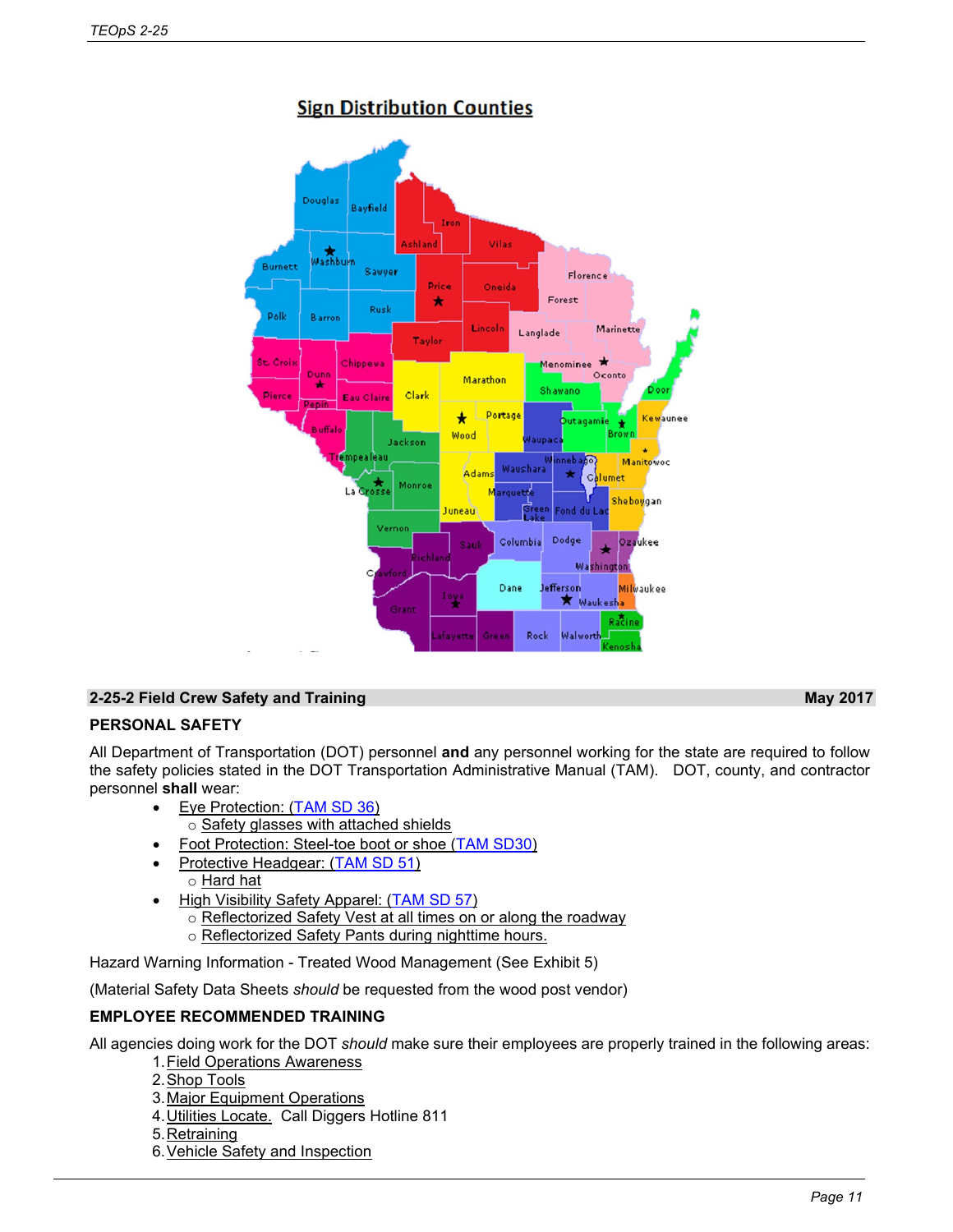## Sign Distribution Counties

## 2-25-2 Field Crew Safety and Training May 2017

### PERSONAL SAFETY

All Department of Transportation (DOT) personnel **and** any personnel working for the state are required to follow the safety policies stated in the DOT Transportation Administrative Manual (TAM). DOT, county, and contractor personnel **shall** wear:

- Eye Protection: (TAM SD 36)
  - Safety glasses with attached shields
- Foot Protection: Steel-toe boot or shoe (TAM SD30)
- Protective Headgear: (TAM SD 51)
  - Hard hat
- High Visibility Safety Apparel: (TAM SD 57)
  - Reflectorized Safety Vest at all times on or along the roadway
  - Reflectorized Safety Pants during nighttime hours.

Hazard Warning Information - Treated Wood Management (See Exhibit 5)

(Material Safety Data Sheets *should* be requested from the wood post vendor)

### EMPLOYEE RECOMMENDED TRAINING

All agencies doing work for the DOT *should* make sure their employees are properly trained in the following areas:

1. Field Operations Awareness
2. Shop Tools
3. Major Equipment Operations
4. Utilities Locate. Call Diggers Hotline 811
5. Retraining
6. Vehicle Safety and Inspection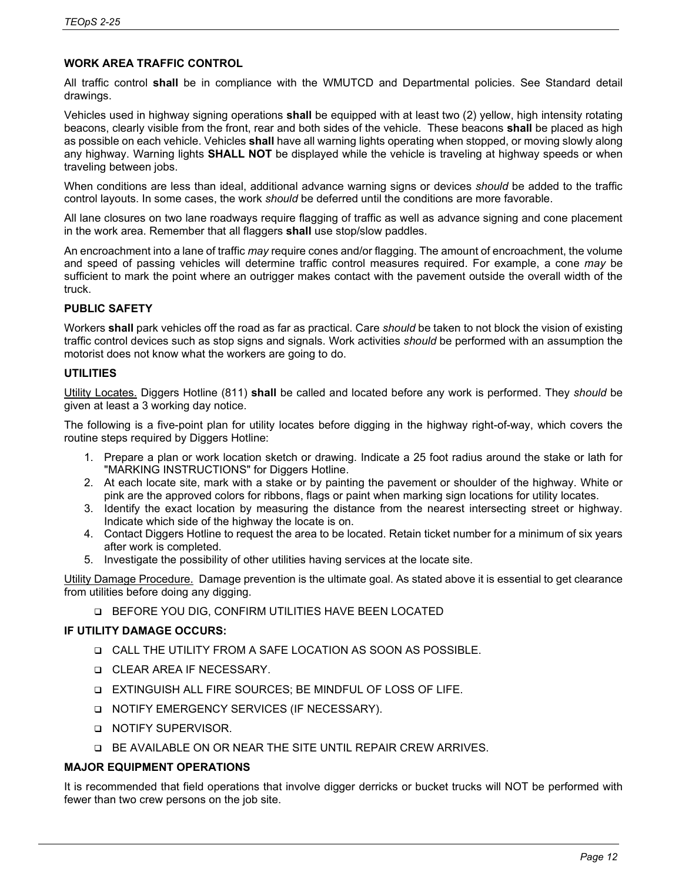## WORK AREA TRAFFIC CONTROL

All traffic control **shall** be in compliance with the WMUTCD and Departmental policies. See Standard detail drawings.

Vehicles used in highway signing operations **shall** be equipped with at least two (2) yellow, high intensity rotating beacons, clearly visible from the front, rear and both sides of the vehicle. These beacons **shall** be placed as high as possible on each vehicle. Vehicles **shall** have all warning lights operating when stopped, or moving slowly along any highway. Warning lights **SHALL NOT** be displayed while the vehicle is traveling at highway speeds or when traveling between jobs.

When conditions are less than ideal, additional advance warning signs or devices *should* be added to the traffic control layouts. In some cases, the work *should* be deferred until the conditions are more favorable.

All lane closures on two lane roadways require flagging of traffic as well as advance signing and cone placement in the work area. Remember that all flaggers **shall** use stop/slow paddles.

An encroachment into a lane of traffic *may* require cones and/or flagging. The amount of encroachment, the volume and speed of passing vehicles will determine traffic control measures required. For example, a cone *may* be sufficient to mark the point where an outrigger makes contact with the pavement outside the overall width of the truck.

## PUBLIC SAFETY

Workers **shall** park vehicles off the road as far as practical. Care *should* be taken to not block the vision of existing traffic control devices such as stop signs and signals. Work activities *should* be performed with an assumption the motorist does not know what the workers are going to do.

## UTILITIES

Utility Locates. Diggers Hotline (811) **shall** be called and located before any work is performed. They *should* be given at least a 3 working day notice.

The following is a five-point plan for utility locates before digging in the highway right-of-way, which covers the routine steps required by Diggers Hotline:

1. Prepare a plan or work location sketch or drawing. Indicate a 25 foot radius around the stake or lath for "MARKING INSTRUCTIONS" for Diggers Hotline.
2. At each locate site, mark with a stake or by painting the pavement or shoulder of the highway. White or pink are the approved colors for ribbons, flags or paint when marking sign locations for utility locates.
3. Identify the exact location by measuring the distance from the nearest intersecting street or highway. Indicate which side of the highway the locate is on.
4. Contact Diggers Hotline to request the area to be located. Retain ticket number for a minimum of six years after work is completed.
5. Investigate the possibility of other utilities having services at the locate site.

Utility Damage Procedure. Damage prevention is the ultimate goal. As stated above it is essential to get clearance from utilities before doing any digging.

- ❑ BEFORE YOU DIG, CONFIRM UTILITIES HAVE BEEN LOCATED

## IF UTILITY DAMAGE OCCURS:

- ❑ CALL THE UTILITY FROM A SAFE LOCATION AS SOON AS POSSIBLE.
- ❑ CLEAR AREA IF NECESSARY.
- ❑ EXTINGUISH ALL FIRE SOURCES; BE MINDFUL OF LOSS OF LIFE.
- ❑ NOTIFY EMERGENCY SERVICES (IF NECESSARY).
- ❑ NOTIFY SUPERVISOR.
- ❑ BE AVAILABLE ON OR NEAR THE SITE UNTIL REPAIR CREW ARRIVES.

## MAJOR EQUIPMENT OPERATIONS

It is recommended that field operations that involve digger derricks or bucket trucks will NOT be performed with fewer than two crew persons on the job site.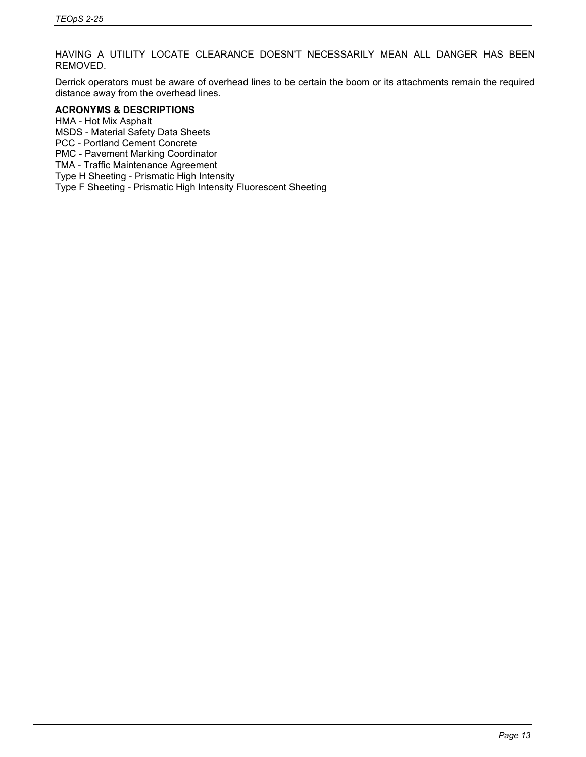HAVING A UTILITY LOCATE CLEARANCE DOESN'T NECESSARILY MEAN ALL DANGER HAS BEEN REMOVED.

Derrick operators must be aware of overhead lines to be certain the boom or its attachments remain the required distance away from the overhead lines.

**ACRONYMS & DESCRIPTIONS**

HMA - Hot Mix Asphalt
MSDS - Material Safety Data Sheets
PCC - Portland Cement Concrete
PMC - Pavement Marking Coordinator
TMA - Traffic Maintenance Agreement
Type H Sheeting - Prismatic High Intensity
Type F Sheeting - Prismatic High Intensity Fluorescent Sheeting